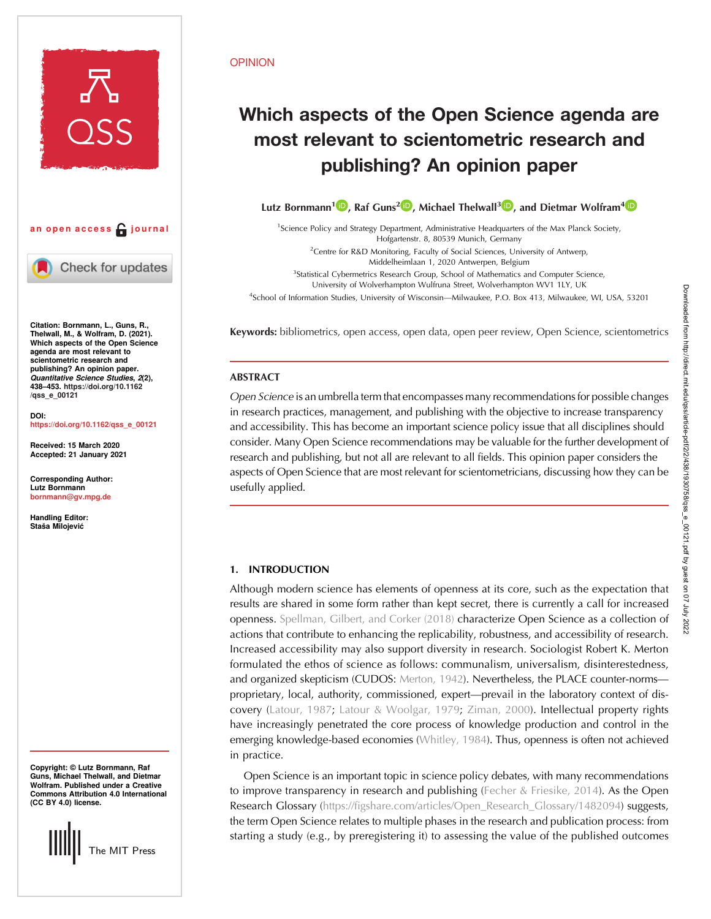OPINION

# Which aspects of the Open Science agenda are most relevant to scientometric research and publishing? An opinion paper

**Lutz Bornmann[1], Raf Guns[2], Michael Thelwall[3], and Dietmar Wolfram[4]**

[1]Science Policy and Strategy Department, Administrative Headquarters of the Max Planck Society, Hofgartenstr. 8, 80539 Munich, Germany
[2]Centre for R&D Monitoring, Faculty of Social Sciences, University of Antwerp, Middelheimlaan 1, 2020 Antwerpen, Belgium
[3]Statistical Cybermetrics Research Group, School of Mathematics and Computer Science, University of Wolverhampton Wulfruna Street, Wolverhampton WV1 1LY, UK
[4]School of Information Studies, University of Wisconsin—Milwaukee, P.O. Box 413, Milwaukee, WI, USA, 53201

an open access journal

Citation: Bornmann, L., Guns, R., Thelwall, M., & Wolfram, D. (2021). Which aspects of the Open Science agenda are most relevant to scientometric research and publishing? An opinion paper. *Quantitative Science Studies*, *2*(2), 438–453. https://doi.org/10.1162/qss_e_00121

DOI: https://doi.org/10.1162/qss_e_00121

Received: 15 March 2020
Accepted: 21 January 2021

Corresponding Author: Lutz Bornmann bornmann@gv.mpg.de

Handling Editor: Staša Milojević

Copyright: © Lutz Bornmann, Raf Guns, Michael Thelwall, and Dietmar Wolfram. Published under a Creative Commons Attribution 4.0 International (CC BY 4.0) license.

**Keywords:** bibliometrics, open access, open data, open peer review, Open Science, scientometrics

## ABSTRACT

*Open Science* is an umbrella term that encompasses many recommendations for possible changes in research practices, management, and publishing with the objective to increase transparency and accessibility. This has become an important science policy issue that all disciplines should consider. Many Open Science recommendations may be valuable for the further development of research and publishing, but not all are relevant to all fields. This opinion paper considers the aspects of Open Science that are most relevant for scientometricians, discussing how they can be usefully applied.

## 1. INTRODUCTION

Although modern science has elements of openness at its core, such as the expectation that results are shared in some form rather than kept secret, there is currently a call for increased openness. Spellman, Gilbert, and Corker (2018) characterize Open Science as a collection of actions that contribute to enhancing the replicability, robustness, and accessibility of research. Increased accessibility may also support diversity in research. Sociologist Robert K. Merton formulated the ethos of science as follows: communalism, universalism, disinterestedness, and organized skepticism (CUDOS: Merton, 1942). Nevertheless, the PLACE counter-norms—proprietary, local, authority, commissioned, expert—prevail in the laboratory context of discovery (Latour, 1987; Latour & Woolgar, 1979; Ziman, 2000). Intellectual property rights have increasingly penetrated the core process of knowledge production and control in the emerging knowledge-based economies (Whitley, 1984). Thus, openness is often not achieved in practice.

Open Science is an important topic in science policy debates, with many recommendations to improve transparency in research and publishing (Fecher & Friesike, 2014). As the Open Research Glossary (https://figshare.com/articles/Open_Research_Glossary/1482094) suggests, the term Open Science relates to multiple phases in the research and publication process: from starting a study (e.g., by preregistering it) to assessing the value of the published outcomes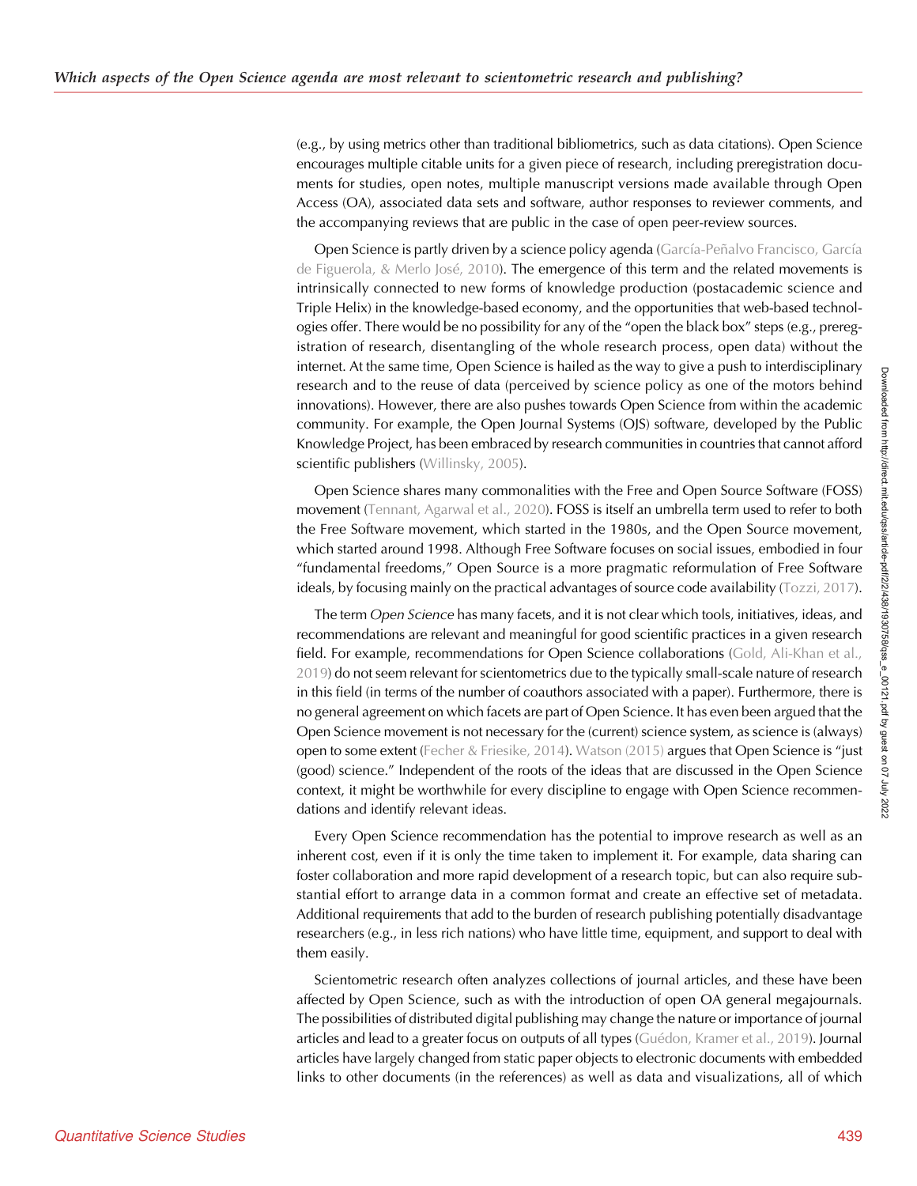(e.g., by using metrics other than traditional bibliometrics, such as data citations). Open Science encourages multiple citable units for a given piece of research, including preregistration documents for studies, open notes, multiple manuscript versions made available through Open Access (OA), associated data sets and software, author responses to reviewer comments, and the accompanying reviews that are public in the case of open peer-review sources.

Open Science is partly driven by a science policy agenda (García-Peñalvo Francisco, García de Figuerola, & Merlo José, 2010). The emergence of this term and the related movements is intrinsically connected to new forms of knowledge production (postacademic science and Triple Helix) in the knowledge-based economy, and the opportunities that web-based technologies offer. There would be no possibility for any of the "open the black box" steps (e.g., preregistration of research, disentangling of the whole research process, open data) without the internet. At the same time, Open Science is hailed as the way to give a push to interdisciplinary research and to the reuse of data (perceived by science policy as one of the motors behind innovations). However, there are also pushes towards Open Science from within the academic community. For example, the Open Journal Systems (OJS) software, developed by the Public Knowledge Project, has been embraced by research communities in countries that cannot afford scientific publishers (Willinsky, 2005).

Open Science shares many commonalities with the Free and Open Source Software (FOSS) movement (Tennant, Agarwal et al., 2020). FOSS is itself an umbrella term used to refer to both the Free Software movement, which started in the 1980s, and the Open Source movement, which started around 1998. Although Free Software focuses on social issues, embodied in four "fundamental freedoms," Open Source is a more pragmatic reformulation of Free Software ideals, by focusing mainly on the practical advantages of source code availability (Tozzi, 2017).

The term *Open Science* has many facets, and it is not clear which tools, initiatives, ideas, and recommendations are relevant and meaningful for good scientific practices in a given research field. For example, recommendations for Open Science collaborations (Gold, Ali-Khan et al., 2019) do not seem relevant for scientometrics due to the typically small-scale nature of research in this field (in terms of the number of coauthors associated with a paper). Furthermore, there is no general agreement on which facets are part of Open Science. It has even been argued that the Open Science movement is not necessary for the (current) science system, as science is (always) open to some extent (Fecher & Friesike, 2014). Watson (2015) argues that Open Science is "just (good) science." Independent of the roots of the ideas that are discussed in the Open Science context, it might be worthwhile for every discipline to engage with Open Science recommendations and identify relevant ideas.

Every Open Science recommendation has the potential to improve research as well as an inherent cost, even if it is only the time taken to implement it. For example, data sharing can foster collaboration and more rapid development of a research topic, but can also require substantial effort to arrange data in a common format and create an effective set of metadata. Additional requirements that add to the burden of research publishing potentially disadvantage researchers (e.g., in less rich nations) who have little time, equipment, and support to deal with them easily.

Scientometric research often analyzes collections of journal articles, and these have been affected by Open Science, such as with the introduction of open OA general megajournals. The possibilities of distributed digital publishing may change the nature or importance of journal articles and lead to a greater focus on outputs of all types (Guédon, Kramer et al., 2019). Journal articles have largely changed from static paper objects to electronic documents with embedded links to other documents (in the references) as well as data and visualizations, all of which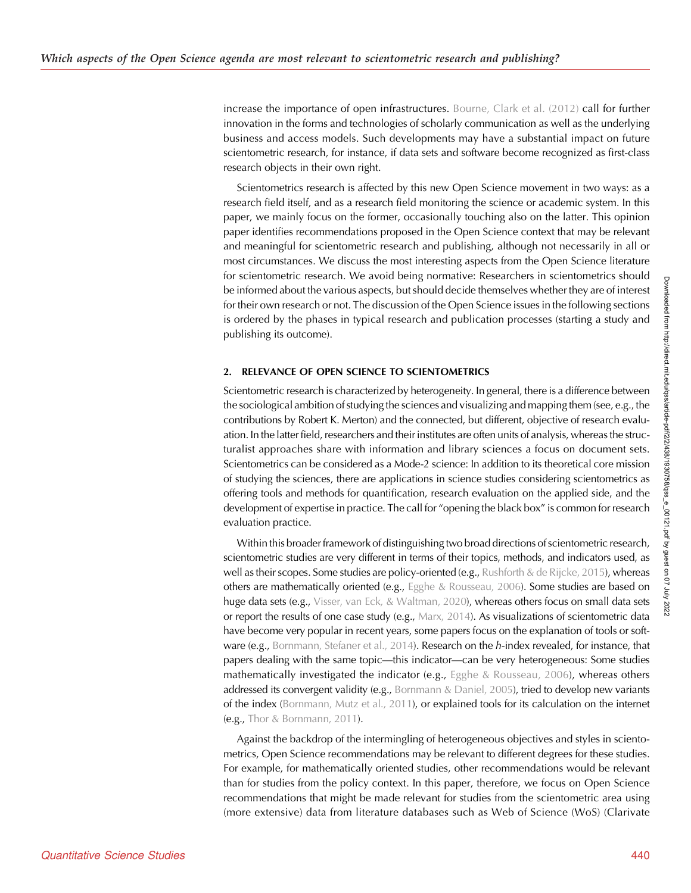increase the importance of open infrastructures. Bourne, Clark et al. (2012) call for further innovation in the forms and technologies of scholarly communication as well as the underlying business and access models. Such developments may have a substantial impact on future scientometric research, for instance, if data sets and software become recognized as first-class research objects in their own right.

Scientometrics research is affected by this new Open Science movement in two ways: as a research field itself, and as a research field monitoring the science or academic system. In this paper, we mainly focus on the former, occasionally touching also on the latter. This opinion paper identifies recommendations proposed in the Open Science context that may be relevant and meaningful for scientometric research and publishing, although not necessarily in all or most circumstances. We discuss the most interesting aspects from the Open Science literature for scientometric research. We avoid being normative: Researchers in scientometrics should be informed about the various aspects, but should decide themselves whether they are of interest for their own research or not. The discussion of the Open Science issues in the following sections is ordered by the phases in typical research and publication processes (starting a study and publishing its outcome).

## 2. RELEVANCE OF OPEN SCIENCE TO SCIENTOMETRICS

Scientometric research is characterized by heterogeneity. In general, there is a difference between the sociological ambition of studying the sciences and visualizing and mapping them (see, e.g., the contributions by Robert K. Merton) and the connected, but different, objective of research evaluation. In the latter field, researchers and their institutes are often units of analysis, whereas the structuralist approaches share with information and library sciences a focus on document sets. Scientometrics can be considered as a Mode-2 science: In addition to its theoretical core mission of studying the sciences, there are applications in science studies considering scientometrics as offering tools and methods for quantification, research evaluation on the applied side, and the development of expertise in practice. The call for "opening the black box" is common for research evaluation practice.

Within this broader framework of distinguishing two broad directions of scientometric research, scientometric studies are very different in terms of their topics, methods, and indicators used, as well as their scopes. Some studies are policy-oriented (e.g., Rushforth & de Rijcke, 2015), whereas others are mathematically oriented (e.g., Egghe & Rousseau, 2006). Some studies are based on huge data sets (e.g., Visser, van Eck, & Waltman, 2020), whereas others focus on small data sets or report the results of one case study (e.g., Marx, 2014). As visualizations of scientometric data have become very popular in recent years, some papers focus on the explanation of tools or software (e.g., Bornmann, Stefaner et al., 2014). Research on the *h*-index revealed, for instance, that papers dealing with the same topic—this indicator—can be very heterogeneous: Some studies mathematically investigated the indicator (e.g., Egghe & Rousseau, 2006), whereas others addressed its convergent validity (e.g., Bornmann & Daniel, 2005), tried to develop new variants of the index (Bornmann, Mutz et al., 2011), or explained tools for its calculation on the internet (e.g., Thor & Bornmann, 2011).

Against the backdrop of the intermingling of heterogeneous objectives and styles in scientometrics, Open Science recommendations may be relevant to different degrees for these studies. For example, for mathematically oriented studies, other recommendations would be relevant than for studies from the policy context. In this paper, therefore, we focus on Open Science recommendations that might be made relevant for studies from the scientometric area using (more extensive) data from literature databases such as Web of Science (WoS) (Clarivate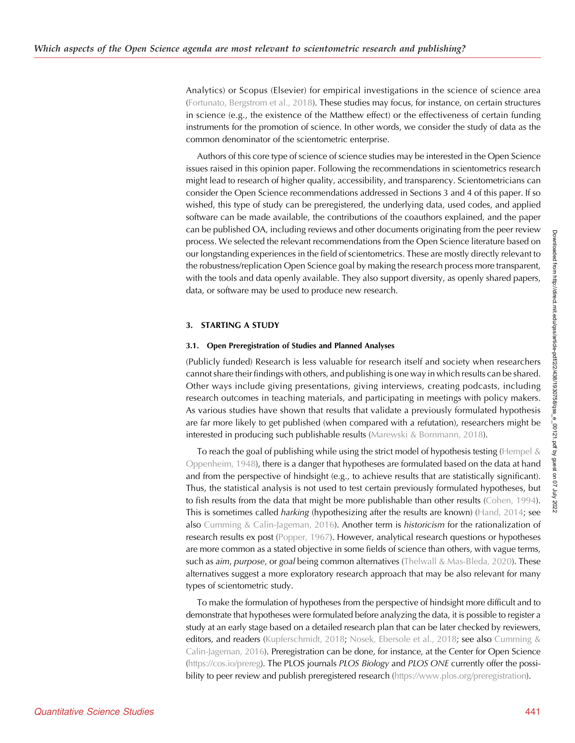Analytics) or Scopus (Elsevier) for empirical investigations in the science of science area (Fortunato, Bergstrom et al., 2018). These studies may focus, for instance, on certain structures in science (e.g., the existence of the Matthew effect) or the effectiveness of certain funding instruments for the promotion of science. In other words, we consider the study of data as the common denominator of the scientometric enterprise.

Authors of this core type of science of science studies may be interested in the Open Science issues raised in this opinion paper. Following the recommendations in scientometrics research might lead to research of higher quality, accessibility, and transparency. Scientometricians can consider the Open Science recommendations addressed in Sections 3 and 4 of this paper. If so wished, this type of study can be preregistered, the underlying data, used codes, and applied software can be made available, the contributions of the coauthors explained, and the paper can be published OA, including reviews and other documents originating from the peer review process. We selected the relevant recommendations from the Open Science literature based on our longstanding experiences in the field of scientometrics. These are mostly directly relevant to the robustness/replication Open Science goal by making the research process more transparent, with the tools and data openly available. They also support diversity, as openly shared papers, data, or software may be used to produce new research.

## 3. STARTING A STUDY

### 3.1. Open Preregistration of Studies and Planned Analyses

(Publicly funded) Research is less valuable for research itself and society when researchers cannot share their findings with others, and publishing is one way in which results can be shared. Other ways include giving presentations, giving interviews, creating podcasts, including research outcomes in teaching materials, and participating in meetings with policy makers. As various studies have shown that results that validate a previously formulated hypothesis are far more likely to get published (when compared with a refutation), researchers might be interested in producing such publishable results (Marewski & Bornmann, 2018).

To reach the goal of publishing while using the strict model of hypothesis testing (Hempel & Oppenheim, 1948), there is a danger that hypotheses are formulated based on the data at hand and from the perspective of hindsight (e.g., to achieve results that are statistically significant). Thus, the statistical analysis is not used to test certain previously formulated hypotheses, but to fish results from the data that might be more publishable than other results (Cohen, 1994). This is sometimes called *harking* (hypothesizing after the results are known) (Hand, 2014; see also Cumming & Calin-Jageman, 2016). Another term is *historicism* for the rationalization of research results ex post (Popper, 1967). However, analytical research questions or hypotheses are more common as a stated objective in some fields of science than others, with vague terms, such as *aim*, *purpose*, or *goal* being common alternatives (Thelwall & Mas-Bleda, 2020). These alternatives suggest a more exploratory research approach that may be also relevant for many types of scientometric study.

To make the formulation of hypotheses from the perspective of hindsight more difficult and to demonstrate that hypotheses were formulated before analyzing the data, it is possible to register a study at an early stage based on a detailed research plan that can be later checked by reviewers, editors, and readers (Kupferschmidt, 2018; Nosek, Ebersole et al., 2018; see also Cumming & Calin-Jageman, 2016). Preregistration can be done, for instance, at the Center for Open Science (https://cos.io/prereg). The PLOS journals *PLOS Biology* and *PLOS ONE* currently offer the possibility to peer review and publish preregistered research (https://www.plos.org/preregistration).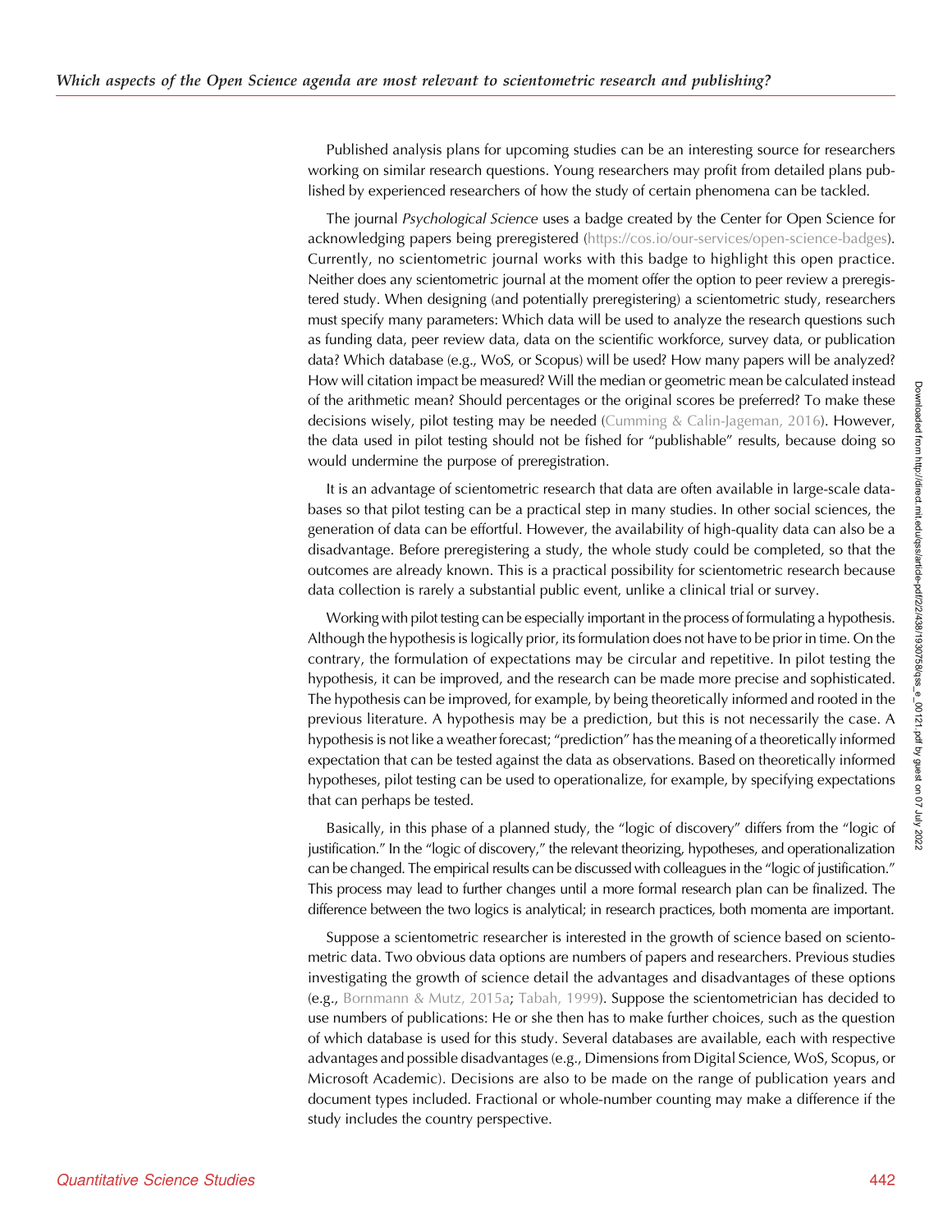Published analysis plans for upcoming studies can be an interesting source for researchers working on similar research questions. Young researchers may profit from detailed plans published by experienced researchers of how the study of certain phenomena can be tackled.

The journal *Psychological Science* uses a badge created by the Center for Open Science for acknowledging papers being preregistered (https://cos.io/our-services/open-science-badges). Currently, no scientometric journal works with this badge to highlight this open practice. Neither does any scientometric journal at the moment offer the option to peer review a preregistered study. When designing (and potentially preregistering) a scientometric study, researchers must specify many parameters: Which data will be used to analyze the research questions such as funding data, peer review data, data on the scientific workforce, survey data, or publication data? Which database (e.g., WoS, or Scopus) will be used? How many papers will be analyzed? How will citation impact be measured? Will the median or geometric mean be calculated instead of the arithmetic mean? Should percentages or the original scores be preferred? To make these decisions wisely, pilot testing may be needed (Cumming & Calin-Jageman, 2016). However, the data used in pilot testing should not be fished for "publishable" results, because doing so would undermine the purpose of preregistration.

It is an advantage of scientometric research that data are often available in large-scale databases so that pilot testing can be a practical step in many studies. In other social sciences, the generation of data can be effortful. However, the availability of high-quality data can also be a disadvantage. Before preregistering a study, the whole study could be completed, so that the outcomes are already known. This is a practical possibility for scientometric research because data collection is rarely a substantial public event, unlike a clinical trial or survey.

Working with pilot testing can be especially important in the process of formulating a hypothesis. Although the hypothesis is logically prior, its formulation does not have to be prior in time. On the contrary, the formulation of expectations may be circular and repetitive. In pilot testing the hypothesis, it can be improved, and the research can be made more precise and sophisticated. The hypothesis can be improved, for example, by being theoretically informed and rooted in the previous literature. A hypothesis may be a prediction, but this is not necessarily the case. A hypothesis is not like a weather forecast; "prediction" has the meaning of a theoretically informed expectation that can be tested against the data as observations. Based on theoretically informed hypotheses, pilot testing can be used to operationalize, for example, by specifying expectations that can perhaps be tested.

Basically, in this phase of a planned study, the "logic of discovery" differs from the "logic of justification." In the "logic of discovery," the relevant theorizing, hypotheses, and operationalization can be changed. The empirical results can be discussed with colleagues in the "logic of justification." This process may lead to further changes until a more formal research plan can be finalized. The difference between the two logics is analytical; in research practices, both momenta are important.

Suppose a scientometric researcher is interested in the growth of science based on scientometric data. Two obvious data options are numbers of papers and researchers. Previous studies investigating the growth of science detail the advantages and disadvantages of these options (e.g., Bornmann & Mutz, 2015a; Tabah, 1999). Suppose the scientometrician has decided to use numbers of publications: He or she then has to make further choices, such as the question of which database is used for this study. Several databases are available, each with respective advantages and possible disadvantages (e.g., Dimensions from Digital Science, WoS, Scopus, or Microsoft Academic). Decisions are also to be made on the range of publication years and document types included. Fractional or whole-number counting may make a difference if the study includes the country perspective.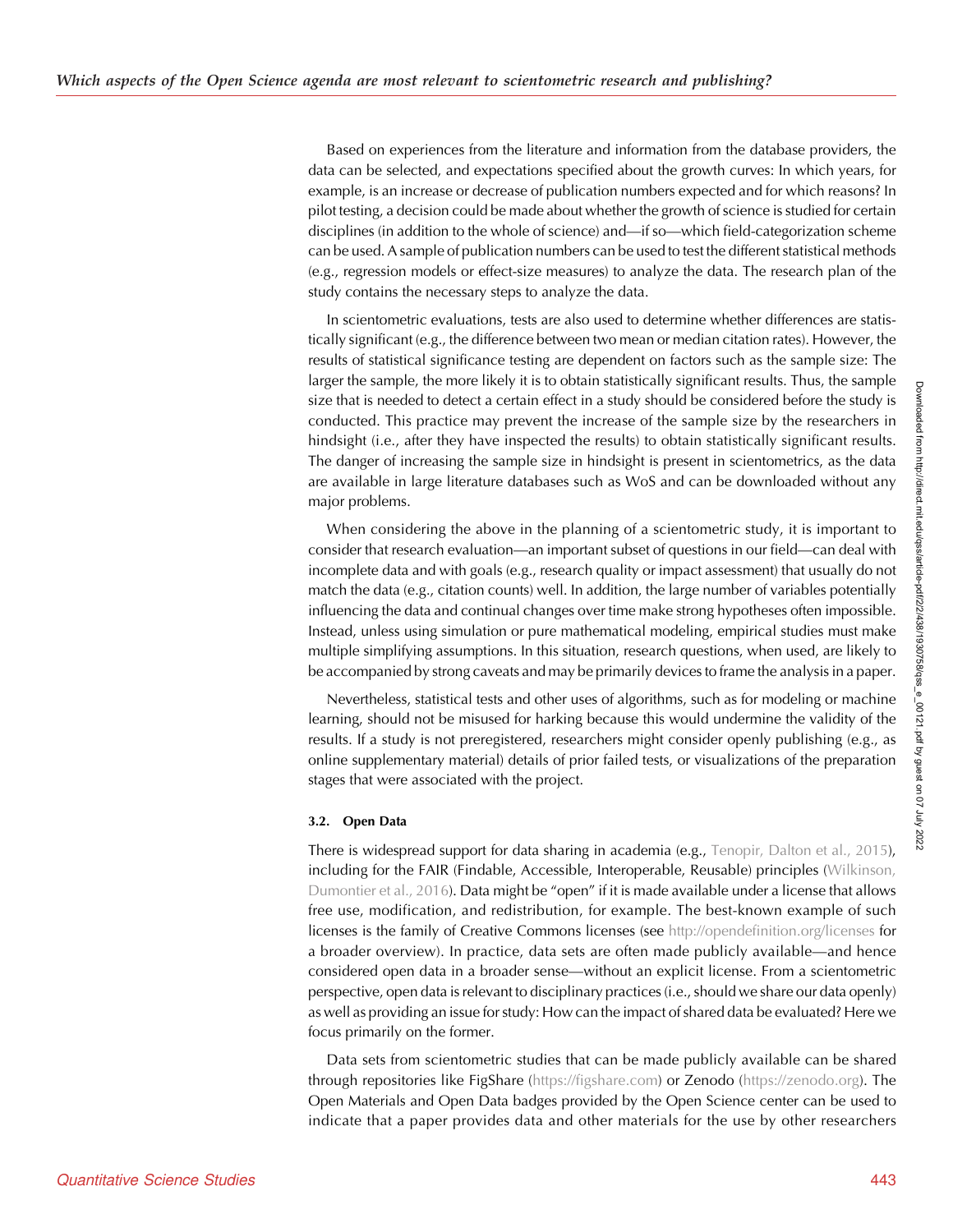Based on experiences from the literature and information from the database providers, the data can be selected, and expectations specified about the growth curves: In which years, for example, is an increase or decrease of publication numbers expected and for which reasons? In pilot testing, a decision could be made about whether the growth of science is studied for certain disciplines (in addition to the whole of science) and—if so—which field-categorization scheme can be used. A sample of publication numbers can be used to test the different statistical methods (e.g., regression models or effect-size measures) to analyze the data. The research plan of the study contains the necessary steps to analyze the data.

In scientometric evaluations, tests are also used to determine whether differences are statistically significant (e.g., the difference between two mean or median citation rates). However, the results of statistical significance testing are dependent on factors such as the sample size: The larger the sample, the more likely it is to obtain statistically significant results. Thus, the sample size that is needed to detect a certain effect in a study should be considered before the study is conducted. This practice may prevent the increase of the sample size by the researchers in hindsight (i.e., after they have inspected the results) to obtain statistically significant results. The danger of increasing the sample size in hindsight is present in scientometrics, as the data are available in large literature databases such as WoS and can be downloaded without any major problems.

When considering the above in the planning of a scientometric study, it is important to consider that research evaluation—an important subset of questions in our field—can deal with incomplete data and with goals (e.g., research quality or impact assessment) that usually do not match the data (e.g., citation counts) well. In addition, the large number of variables potentially influencing the data and continual changes over time make strong hypotheses often impossible. Instead, unless using simulation or pure mathematical modeling, empirical studies must make multiple simplifying assumptions. In this situation, research questions, when used, are likely to be accompanied by strong caveats and may be primarily devices to frame the analysis in a paper.

Nevertheless, statistical tests and other uses of algorithms, such as for modeling or machine learning, should not be misused for harking because this would undermine the validity of the results. If a study is not preregistered, researchers might consider openly publishing (e.g., as online supplementary material) details of prior failed tests, or visualizations of the preparation stages that were associated with the project.

### 3.2. Open Data

There is widespread support for data sharing in academia (e.g., Tenopir, Dalton et al., 2015), including for the FAIR (Findable, Accessible, Interoperable, Reusable) principles (Wilkinson, Dumontier et al., 2016). Data might be "open" if it is made available under a license that allows free use, modification, and redistribution, for example. The best-known example of such licenses is the family of Creative Commons licenses (see http://opendefinition.org/licenses for a broader overview). In practice, data sets are often made publicly available—and hence considered open data in a broader sense—without an explicit license. From a scientometric perspective, open data is relevant to disciplinary practices (i.e., should we share our data openly) as well as providing an issue for study: How can the impact of shared data be evaluated? Here we focus primarily on the former.

Data sets from scientometric studies that can be made publicly available can be shared through repositories like FigShare (https://figshare.com) or Zenodo (https://zenodo.org). The Open Materials and Open Data badges provided by the Open Science center can be used to indicate that a paper provides data and other materials for the use by other researchers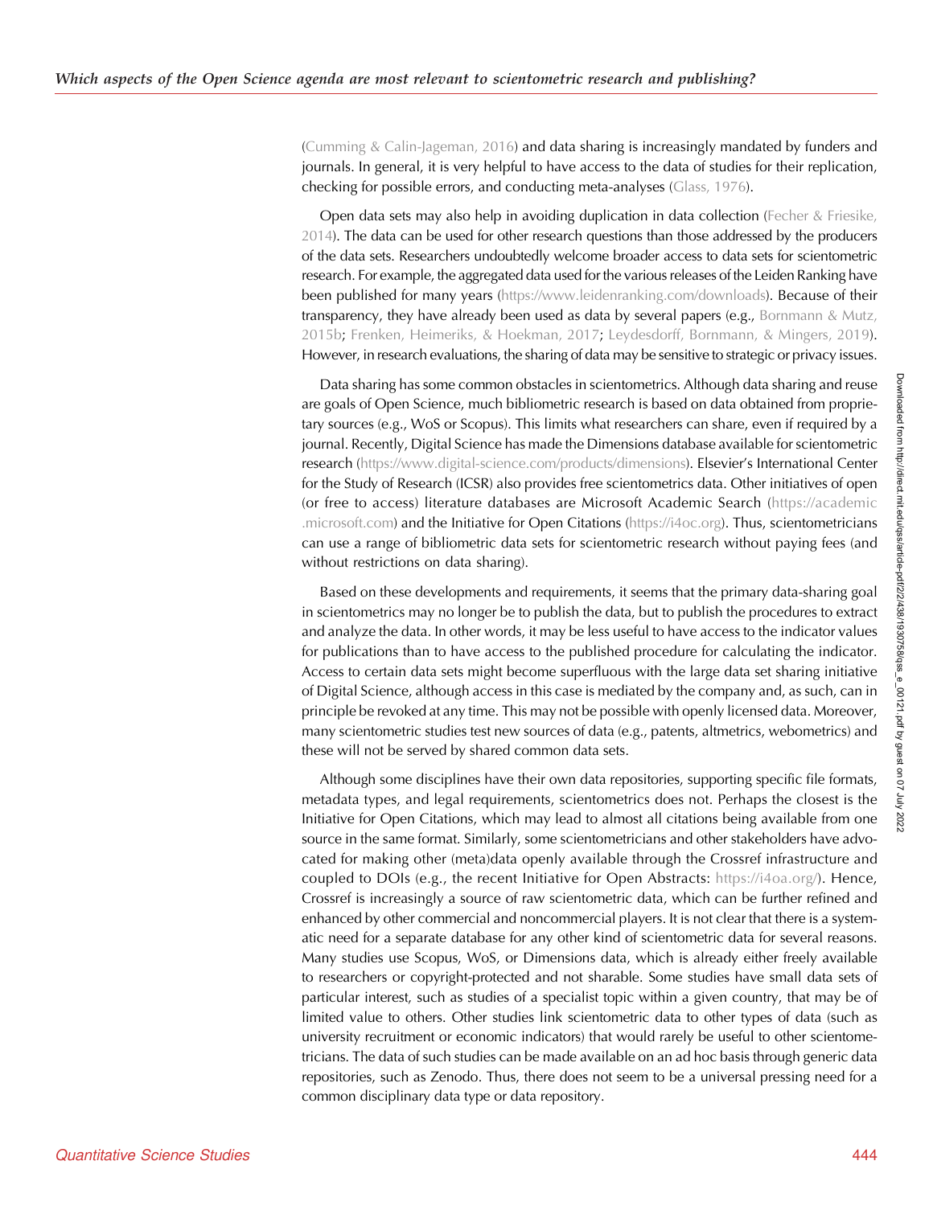(Cumming & Calin-Jageman, 2016) and data sharing is increasingly mandated by funders and journals. In general, it is very helpful to have access to the data of studies for their replication, checking for possible errors, and conducting meta-analyses (Glass, 1976).

Open data sets may also help in avoiding duplication in data collection (Fecher & Friesike, 2014). The data can be used for other research questions than those addressed by the producers of the data sets. Researchers undoubtedly welcome broader access to data sets for scientometric research. For example, the aggregated data used for the various releases of the Leiden Ranking have been published for many years (https://www.leidenranking.com/downloads). Because of their transparency, they have already been used as data by several papers (e.g., Bornmann & Mutz, 2015b; Frenken, Heimeriks, & Hoekman, 2017; Leydesdorff, Bornmann, & Mingers, 2019). However, in research evaluations, the sharing of data may be sensitive to strategic or privacy issues.

Data sharing has some common obstacles in scientometrics. Although data sharing and reuse are goals of Open Science, much bibliometric research is based on data obtained from proprietary sources (e.g., WoS or Scopus). This limits what researchers can share, even if required by a journal. Recently, Digital Science has made the Dimensions database available for scientometric research (https://www.digital-science.com/products/dimensions). Elsevier's International Center for the Study of Research (ICSR) also provides free scientometrics data. Other initiatives of open (or free to access) literature databases are Microsoft Academic Search (https://academic.microsoft.com) and the Initiative for Open Citations (https://i4oc.org). Thus, scientometricians can use a range of bibliometric data sets for scientometric research without paying fees (and without restrictions on data sharing).

Based on these developments and requirements, it seems that the primary data-sharing goal in scientometrics may no longer be to publish the data, but to publish the procedures to extract and analyze the data. In other words, it may be less useful to have access to the indicator values for publications than to have access to the published procedure for calculating the indicator. Access to certain data sets might become superfluous with the large data set sharing initiative of Digital Science, although access in this case is mediated by the company and, as such, can in principle be revoked at any time. This may not be possible with openly licensed data. Moreover, many scientometric studies test new sources of data (e.g., patents, altmetrics, webometrics) and these will not be served by shared common data sets.

Although some disciplines have their own data repositories, supporting specific file formats, metadata types, and legal requirements, scientometrics does not. Perhaps the closest is the Initiative for Open Citations, which may lead to almost all citations being available from one source in the same format. Similarly, some scientometricians and other stakeholders have advocated for making other (meta)data openly available through the Crossref infrastructure and coupled to DOIs (e.g., the recent Initiative for Open Abstracts: https://i4oa.org/). Hence, Crossref is increasingly a source of raw scientometric data, which can be further refined and enhanced by other commercial and noncommercial players. It is not clear that there is a systematic need for a separate database for any other kind of scientometric data for several reasons. Many studies use Scopus, WoS, or Dimensions data, which is already either freely available to researchers or copyright-protected and not sharable. Some studies have small data sets of particular interest, such as studies of a specialist topic within a given country, that may be of limited value to others. Other studies link scientometric data to other types of data (such as university recruitment or economic indicators) that would rarely be useful to other scientometricians. The data of such studies can be made available on an ad hoc basis through generic data repositories, such as Zenodo. Thus, there does not seem to be a universal pressing need for a common disciplinary data type or data repository.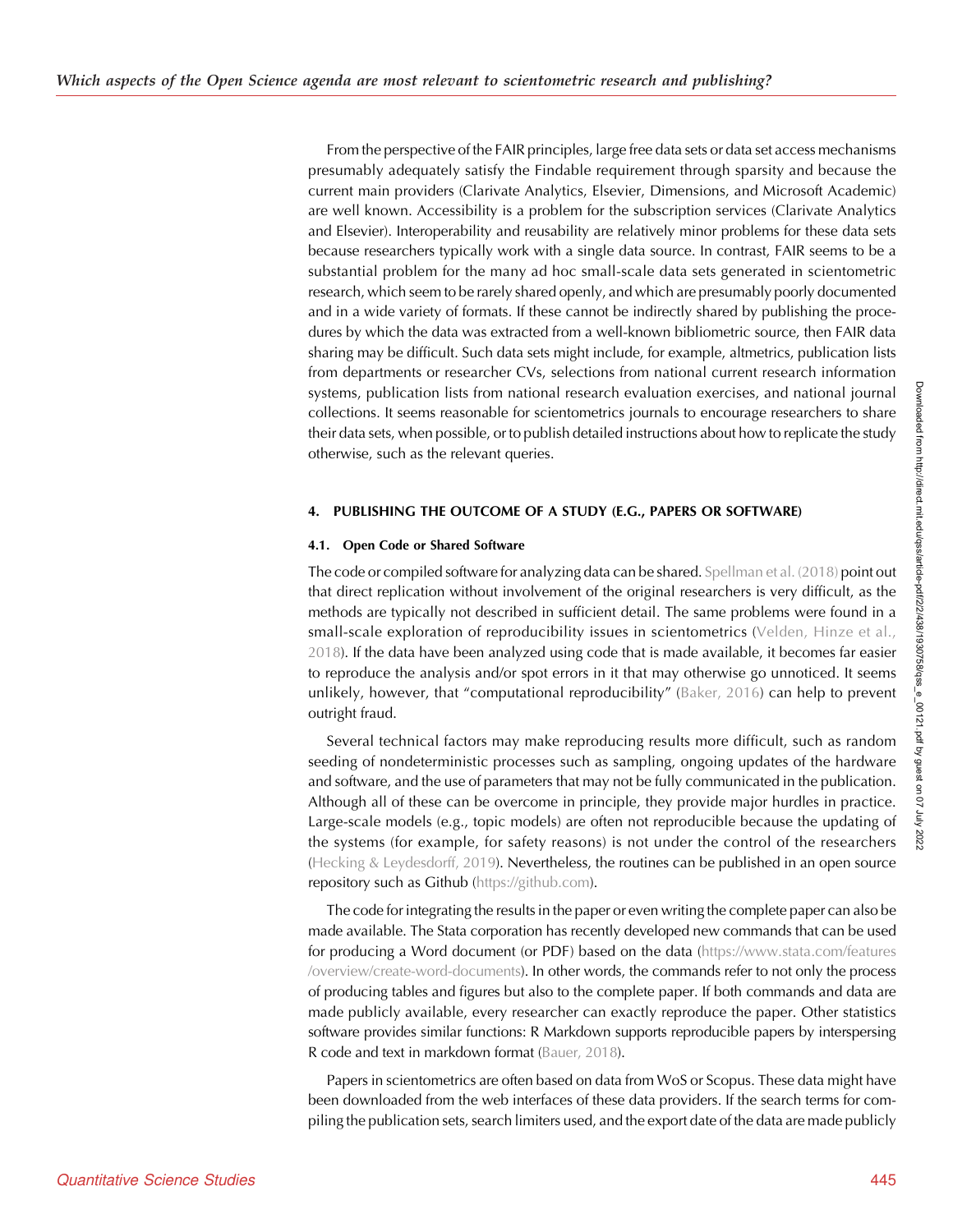From the perspective of the FAIR principles, large free data sets or data set access mechanisms presumably adequately satisfy the Findable requirement through sparsity and because the current main providers (Clarivate Analytics, Elsevier, Dimensions, and Microsoft Academic) are well known. Accessibility is a problem for the subscription services (Clarivate Analytics and Elsevier). Interoperability and reusability are relatively minor problems for these data sets because researchers typically work with a single data source. In contrast, FAIR seems to be a substantial problem for the many ad hoc small-scale data sets generated in scientometric research, which seem to be rarely shared openly, and which are presumably poorly documented and in a wide variety of formats. If these cannot be indirectly shared by publishing the procedures by which the data was extracted from a well-known bibliometric source, then FAIR data sharing may be difficult. Such data sets might include, for example, altmetrics, publication lists from departments or researcher CVs, selections from national current research information systems, publication lists from national research evaluation exercises, and national journal collections. It seems reasonable for scientometrics journals to encourage researchers to share their data sets, when possible, or to publish detailed instructions about how to replicate the study otherwise, such as the relevant queries.

## 4. PUBLISHING THE OUTCOME OF A STUDY (E.G., PAPERS OR SOFTWARE)

### 4.1. Open Code or Shared Software

The code or compiled software for analyzing data can be shared. Spellman et al. (2018) point out that direct replication without involvement of the original researchers is very difficult, as the methods are typically not described in sufficient detail. The same problems were found in a small-scale exploration of reproducibility issues in scientometrics (Velden, Hinze et al., 2018). If the data have been analyzed using code that is made available, it becomes far easier to reproduce the analysis and/or spot errors in it that may otherwise go unnoticed. It seems unlikely, however, that "computational reproducibility" (Baker, 2016) can help to prevent outright fraud.

Several technical factors may make reproducing results more difficult, such as random seeding of nondeterministic processes such as sampling, ongoing updates of the hardware and software, and the use of parameters that may not be fully communicated in the publication. Although all of these can be overcome in principle, they provide major hurdles in practice. Large-scale models (e.g., topic models) are often not reproducible because the updating of the systems (for example, for safety reasons) is not under the control of the researchers (Hecking & Leydesdorff, 2019). Nevertheless, the routines can be published in an open source repository such as Github (https://github.com).

The code for integrating the results in the paper or even writing the complete paper can also be made available. The Stata corporation has recently developed new commands that can be used for producing a Word document (or PDF) based on the data (https://www.stata.com/features/overview/create-word-documents). In other words, the commands refer to not only the process of producing tables and figures but also to the complete paper. If both commands and data are made publicly available, every researcher can exactly reproduce the paper. Other statistics software provides similar functions: R Markdown supports reproducible papers by interspersing R code and text in markdown format (Bauer, 2018).

Papers in scientometrics are often based on data from WoS or Scopus. These data might have been downloaded from the web interfaces of these data providers. If the search terms for compiling the publication sets, search limiters used, and the export date of the data are made publicly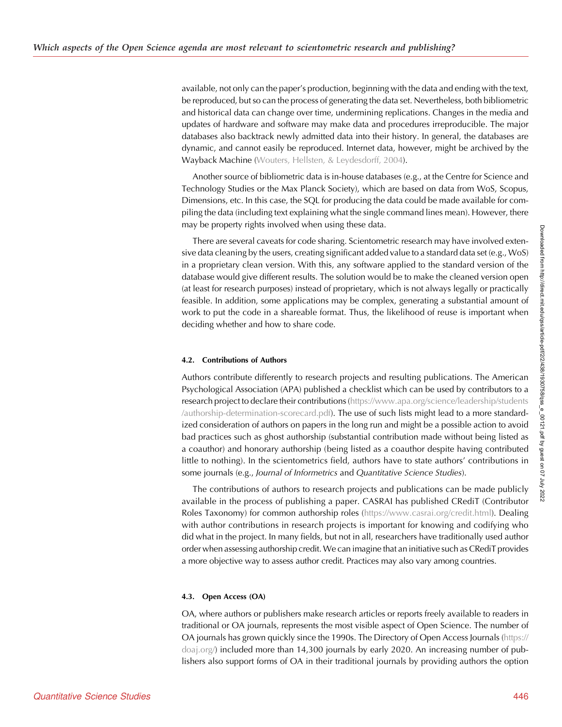available, not only can the paper's production, beginning with the data and ending with the text, be reproduced, but so can the process of generating the data set. Nevertheless, both bibliometric and historical data can change over time, undermining replications. Changes in the media and updates of hardware and software may make data and procedures irreproducible. The major databases also backtrack newly admitted data into their history. In general, the databases are dynamic, and cannot easily be reproduced. Internet data, however, might be archived by the Wayback Machine (Wouters, Hellsten, & Leydesdorff, 2004).

Another source of bibliometric data is in-house databases (e.g., at the Centre for Science and Technology Studies or the Max Planck Society), which are based on data from WoS, Scopus, Dimensions, etc. In this case, the SQL for producing the data could be made available for compiling the data (including text explaining what the single command lines mean). However, there may be property rights involved when using these data.

There are several caveats for code sharing. Scientometric research may have involved extensive data cleaning by the users, creating significant added value to a standard data set (e.g., WoS) in a proprietary clean version. With this, any software applied to the standard version of the database would give different results. The solution would be to make the cleaned version open (at least for research purposes) instead of proprietary, which is not always legally or practically feasible. In addition, some applications may be complex, generating a substantial amount of work to put the code in a shareable format. Thus, the likelihood of reuse is important when deciding whether and how to share code.

### 4.2. Contributions of Authors

Authors contribute differently to research projects and resulting publications. The American Psychological Association (APA) published a checklist which can be used by contributors to a research project to declare their contributions (https://www.apa.org/science/leadership/students/authorship-determination-scorecard.pdf). The use of such lists might lead to a more standardized consideration of authors on papers in the long run and might be a possible action to avoid bad practices such as ghost authorship (substantial contribution made without being listed as a coauthor) and honorary authorship (being listed as a coauthor despite having contributed little to nothing). In the scientometrics field, authors have to state authors' contributions in some journals (e.g., *Journal of Informetrics* and *Quantitative Science Studies*).

The contributions of authors to research projects and publications can be made publicly available in the process of publishing a paper. CASRAI has published CRediT (Contributor Roles Taxonomy) for common authorship roles (https://www.casrai.org/credit.html). Dealing with author contributions in research projects is important for knowing and codifying who did what in the project. In many fields, but not in all, researchers have traditionally used author order when assessing authorship credit. We can imagine that an initiative such as CRediT provides a more objective way to assess author credit. Practices may also vary among countries.

### 4.3. Open Access (OA)

OA, where authors or publishers make research articles or reports freely available to readers in traditional or OA journals, represents the most visible aspect of Open Science. The number of OA journals has grown quickly since the 1990s. The Directory of Open Access Journals (https://doaj.org/) included more than 14,300 journals by early 2020. An increasing number of publishers also support forms of OA in their traditional journals by providing authors the option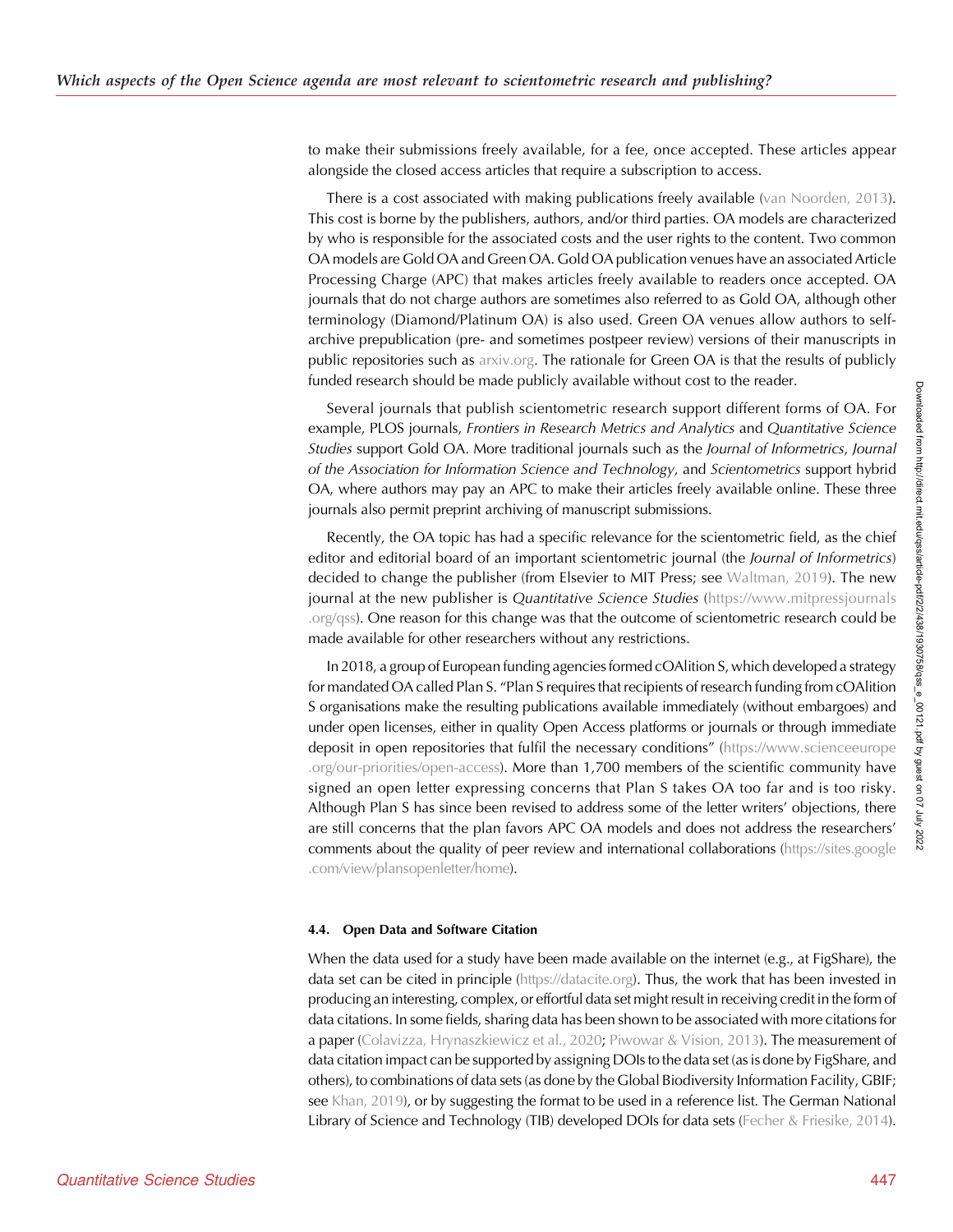to make their submissions freely available, for a fee, once accepted. These articles appear alongside the closed access articles that require a subscription to access.

There is a cost associated with making publications freely available (van Noorden, 2013). This cost is borne by the publishers, authors, and/or third parties. OA models are characterized by who is responsible for the associated costs and the user rights to the content. Two common OA models are Gold OA and Green OA. Gold OA publication venues have an associated Article Processing Charge (APC) that makes articles freely available to readers once accepted. OA journals that do not charge authors are sometimes also referred to as Gold OA, although other terminology (Diamond/Platinum OA) is also used. Green OA venues allow authors to self-archive prepublication (pre- and sometimes postpeer review) versions of their manuscripts in public repositories such as arxiv.org. The rationale for Green OA is that the results of publicly funded research should be made publicly available without cost to the reader.

Several journals that publish scientometric research support different forms of OA. For example, PLOS journals, *Frontiers in Research Metrics and Analytics* and *Quantitative Science Studies* support Gold OA. More traditional journals such as the *Journal of Informetrics*, *Journal of the Association for Information Science and Technology*, and *Scientometrics* support hybrid OA, where authors may pay an APC to make their articles freely available online. These three journals also permit preprint archiving of manuscript submissions.

Recently, the OA topic has had a specific relevance for the scientometric field, as the chief editor and editorial board of an important scientometric journal (the *Journal of Informetrics*) decided to change the publisher (from Elsevier to MIT Press; see Waltman, 2019). The new journal at the new publisher is *Quantitative Science Studies* (https://www.mitpressjournals.org/qss). One reason for this change was that the outcome of scientometric research could be made available for other researchers without any restrictions.

In 2018, a group of European funding agencies formed cOAlition S, which developed a strategy for mandated OA called Plan S. "Plan S requires that recipients of research funding from cOAlition S organisations make the resulting publications available immediately (without embargoes) and under open licenses, either in quality Open Access platforms or journals or through immediate deposit in open repositories that fulfil the necessary conditions" (https://www.scienceeurope.org/our-priorities/open-access). More than 1,700 members of the scientific community have signed an open letter expressing concerns that Plan S takes OA too far and is too risky. Although Plan S has since been revised to address some of the letter writers' objections, there are still concerns that the plan favors APC OA models and does not address the researchers' comments about the quality of peer review and international collaborations (https://sites.google.com/view/plansopenletter/home).

### 4.4. Open Data and Software Citation

When the data used for a study have been made available on the internet (e.g., at FigShare), the data set can be cited in principle (https://datacite.org). Thus, the work that has been invested in producing an interesting, complex, or effortful data set might result in receiving credit in the form of data citations. In some fields, sharing data has been shown to be associated with more citations for a paper (Colavizza, Hrynaszkiewicz et al., 2020; Piwowar & Vision, 2013). The measurement of data citation impact can be supported by assigning DOIs to the data set (as is done by FigShare, and others), to combinations of data sets (as done by the Global Biodiversity Information Facility, GBIF; see Khan, 2019), or by suggesting the format to be used in a reference list. The German National Library of Science and Technology (TIB) developed DOIs for data sets (Fecher & Friesike, 2014).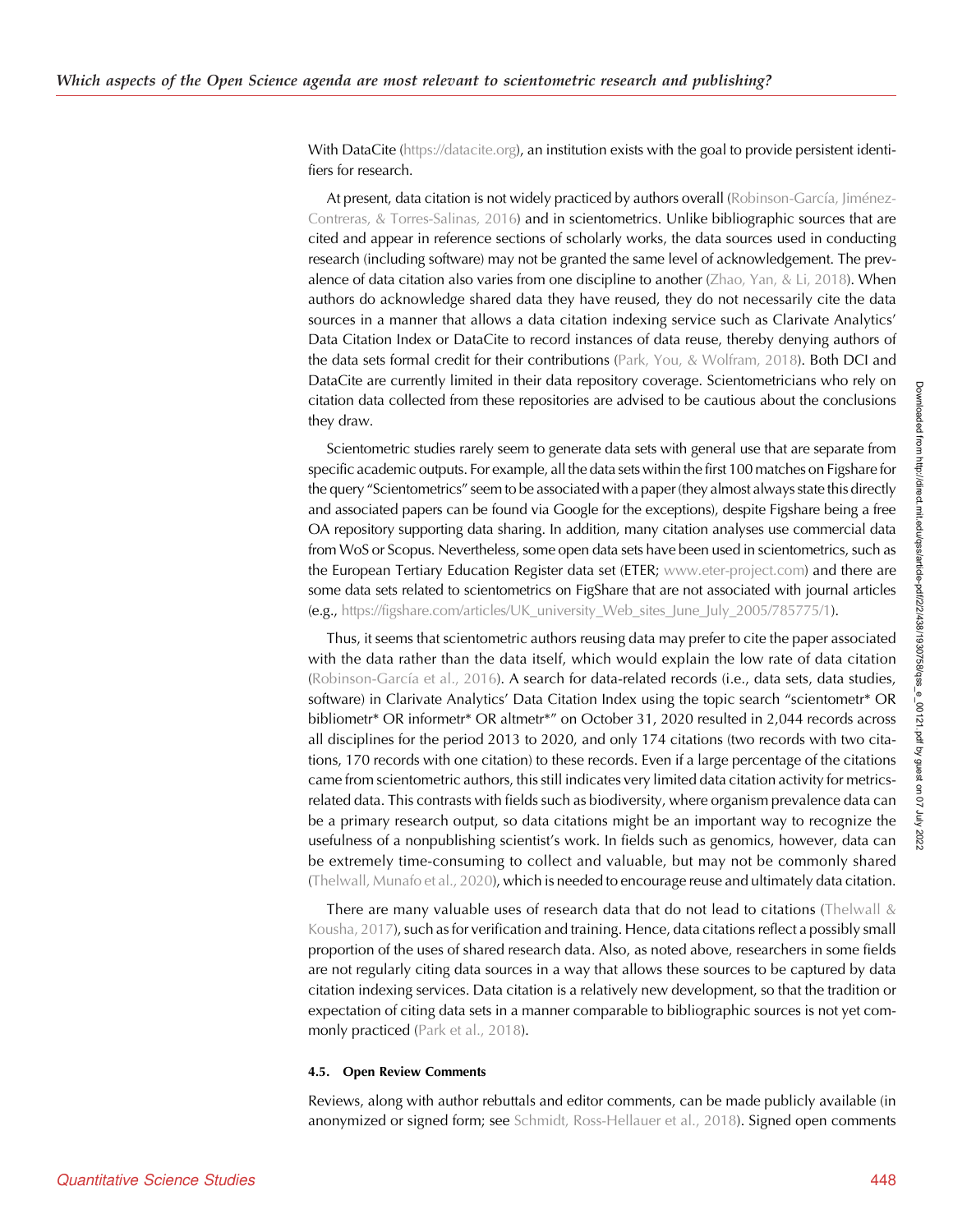With DataCite (https://datacite.org), an institution exists with the goal to provide persistent identifiers for research.

At present, data citation is not widely practiced by authors overall (Robinson-García, Jiménez-Contreras, & Torres-Salinas, 2016) and in scientometrics. Unlike bibliographic sources that are cited and appear in reference sections of scholarly works, the data sources used in conducting research (including software) may not be granted the same level of acknowledgement. The prevalence of data citation also varies from one discipline to another (Zhao, Yan, & Li, 2018). When authors do acknowledge shared data they have reused, they do not necessarily cite the data sources in a manner that allows a data citation indexing service such as Clarivate Analytics' Data Citation Index or DataCite to record instances of data reuse, thereby denying authors of the data sets formal credit for their contributions (Park, You, & Wolfram, 2018). Both DCI and DataCite are currently limited in their data repository coverage. Scientometricians who rely on citation data collected from these repositories are advised to be cautious about the conclusions they draw.

Scientometric studies rarely seem to generate data sets with general use that are separate from specific academic outputs. For example, all the data sets within the first 100 matches on Figshare for the query "Scientometrics" seem to be associated with a paper (they almost always state this directly and associated papers can be found via Google for the exceptions), despite Figshare being a free OA repository supporting data sharing. In addition, many citation analyses use commercial data from WoS or Scopus. Nevertheless, some open data sets have been used in scientometrics, such as the European Tertiary Education Register data set (ETER; www.eter-project.com) and there are some data sets related to scientometrics on FigShare that are not associated with journal articles (e.g., https://figshare.com/articles/UK_university_Web_sites_June_July_2005/785775/1).

Thus, it seems that scientometric authors reusing data may prefer to cite the paper associated with the data rather than the data itself, which would explain the low rate of data citation (Robinson-García et al., 2016). A search for data-related records (i.e., data sets, data studies, software) in Clarivate Analytics' Data Citation Index using the topic search "scientometr* OR bibliometr* OR informetr* OR altmetr*" on October 31, 2020 resulted in 2,044 records across all disciplines for the period 2013 to 2020, and only 174 citations (two records with two citations, 170 records with one citation) to these records. Even if a large percentage of the citations came from scientometric authors, this still indicates very limited data citation activity for metrics-related data. This contrasts with fields such as biodiversity, where organism prevalence data can be a primary research output, so data citations might be an important way to recognize the usefulness of a nonpublishing scientist's work. In fields such as genomics, however, data can be extremely time-consuming to collect and valuable, but may not be commonly shared (Thelwall, Munafo et al., 2020), which is needed to encourage reuse and ultimately data citation.

There are many valuable uses of research data that do not lead to citations (Thelwall & Kousha, 2017), such as for verification and training. Hence, data citations reflect a possibly small proportion of the uses of shared research data. Also, as noted above, researchers in some fields are not regularly citing data sources in a way that allows these sources to be captured by data citation indexing services. Data citation is a relatively new development, so that the tradition or expectation of citing data sets in a manner comparable to bibliographic sources is not yet commonly practiced (Park et al., 2018).

#### 4.5. Open Review Comments

Reviews, along with author rebuttals and editor comments, can be made publicly available (in anonymized or signed form; see Schmidt, Ross-Hellauer et al., 2018). Signed open comments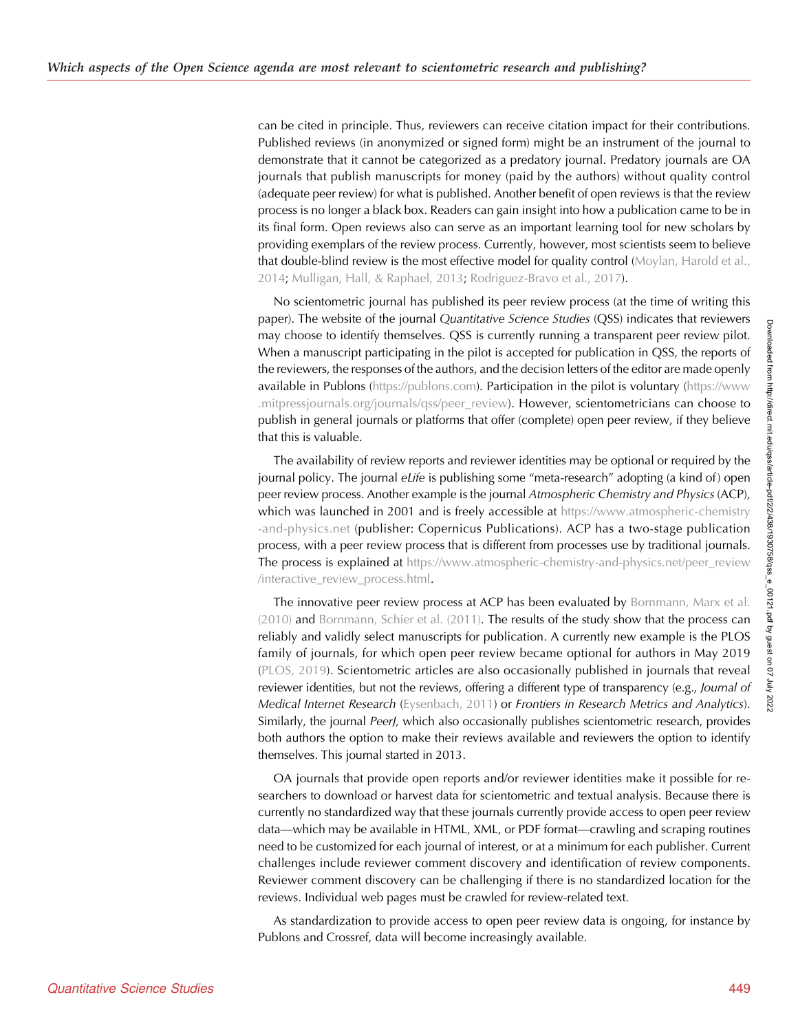can be cited in principle. Thus, reviewers can receive citation impact for their contributions. Published reviews (in anonymized or signed form) might be an instrument of the journal to demonstrate that it cannot be categorized as a predatory journal. Predatory journals are OA journals that publish manuscripts for money (paid by the authors) without quality control (adequate peer review) for what is published. Another benefit of open reviews is that the review process is no longer a black box. Readers can gain insight into how a publication came to be in its final form. Open reviews also can serve as an important learning tool for new scholars by providing exemplars of the review process. Currently, however, most scientists seem to believe that double-blind review is the most effective model for quality control (Moylan, Harold et al., 2014; Mulligan, Hall, & Raphael, 2013; Rodriguez-Bravo et al., 2017).

No scientometric journal has published its peer review process (at the time of writing this paper). The website of the journal *Quantitative Science Studies* (QSS) indicates that reviewers may choose to identify themselves. QSS is currently running a transparent peer review pilot. When a manuscript participating in the pilot is accepted for publication in QSS, the reports of the reviewers, the responses of the authors, and the decision letters of the editor are made openly available in Publons (https://publons.com). Participation in the pilot is voluntary (https://www.mitpressjournals.org/journals/qss/peer_review). However, scientometricians can choose to publish in general journals or platforms that offer (complete) open peer review, if they believe that this is valuable.

The availability of review reports and reviewer identities may be optional or required by the journal policy. The journal *eLife* is publishing some "meta-research" adopting (a kind of) open peer review process. Another example is the journal *Atmospheric Chemistry and Physics* (ACP), which was launched in 2001 and is freely accessible at https://www.atmospheric-chemistry-and-physics.net (publisher: Copernicus Publications). ACP has a two-stage publication process, with a peer review process that is different from processes use by traditional journals. The process is explained at https://www.atmospheric-chemistry-and-physics.net/peer_review/interactive_review_process.html.

The innovative peer review process at ACP has been evaluated by Bornmann, Marx et al. (2010) and Bornmann, Schier et al. (2011). The results of the study show that the process can reliably and validly select manuscripts for publication. A currently new example is the PLOS family of journals, for which open peer review became optional for authors in May 2019 (PLOS, 2019). Scientometric articles are also occasionally published in journals that reveal reviewer identities, but not the reviews, offering a different type of transparency (e.g., *Journal of Medical Internet Research* (Eysenbach, 2011) or *Frontiers in Research Metrics and Analytics*). Similarly, the journal *PeerJ*, which also occasionally publishes scientometric research, provides both authors the option to make their reviews available and reviewers the option to identify themselves. This journal started in 2013.

OA journals that provide open reports and/or reviewer identities make it possible for researchers to download or harvest data for scientometric and textual analysis. Because there is currently no standardized way that these journals currently provide access to open peer review data—which may be available in HTML, XML, or PDF format—crawling and scraping routines need to be customized for each journal of interest, or at a minimum for each publisher. Current challenges include reviewer comment discovery and identification of review components. Reviewer comment discovery can be challenging if there is no standardized location for the reviews. Individual web pages must be crawled for review-related text.

As standardization to provide access to open peer review data is ongoing, for instance by Publons and Crossref, data will become increasingly available.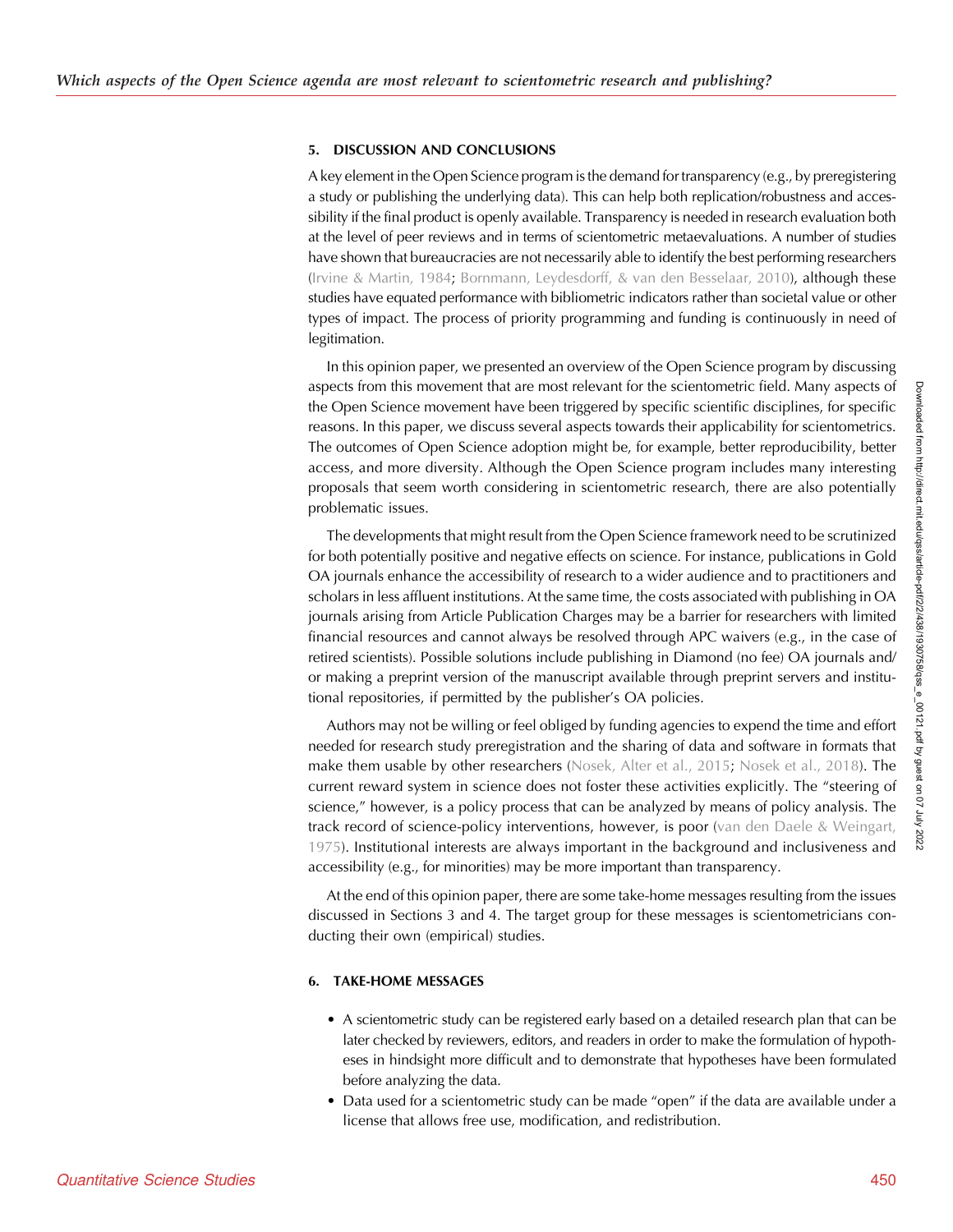## 5. DISCUSSION AND CONCLUSIONS

A key element in the Open Science program is the demand for transparency (e.g., by preregistering a study or publishing the underlying data). This can help both replication/robustness and accessibility if the final product is openly available. Transparency is needed in research evaluation both at the level of peer reviews and in terms of scientometric metaevaluations. A number of studies have shown that bureaucracies are not necessarily able to identify the best performing researchers (Irvine & Martin, 1984; Bornmann, Leydesdorff, & van den Besselaar, 2010), although these studies have equated performance with bibliometric indicators rather than societal value or other types of impact. The process of priority programming and funding is continuously in need of legitimation.

In this opinion paper, we presented an overview of the Open Science program by discussing aspects from this movement that are most relevant for the scientometric field. Many aspects of the Open Science movement have been triggered by specific scientific disciplines, for specific reasons. In this paper, we discuss several aspects towards their applicability for scientometrics. The outcomes of Open Science adoption might be, for example, better reproducibility, better access, and more diversity. Although the Open Science program includes many interesting proposals that seem worth considering in scientometric research, there are also potentially problematic issues.

The developments that might result from the Open Science framework need to be scrutinized for both potentially positive and negative effects on science. For instance, publications in Gold OA journals enhance the accessibility of research to a wider audience and to practitioners and scholars in less affluent institutions. At the same time, the costs associated with publishing in OA journals arising from Article Publication Charges may be a barrier for researchers with limited financial resources and cannot always be resolved through APC waivers (e.g., in the case of retired scientists). Possible solutions include publishing in Diamond (no fee) OA journals and/or making a preprint version of the manuscript available through preprint servers and institutional repositories, if permitted by the publisher's OA policies.

Authors may not be willing or feel obliged by funding agencies to expend the time and effort needed for research study preregistration and the sharing of data and software in formats that make them usable by other researchers (Nosek, Alter et al., 2015; Nosek et al., 2018). The current reward system in science does not foster these activities explicitly. The "steering of science," however, is a policy process that can be analyzed by means of policy analysis. The track record of science-policy interventions, however, is poor (van den Daele & Weingart, 1975). Institutional interests are always important in the background and inclusiveness and accessibility (e.g., for minorities) may be more important than transparency.

At the end of this opinion paper, there are some take-home messages resulting from the issues discussed in Sections 3 and 4. The target group for these messages is scientometricians conducting their own (empirical) studies.

## 6. TAKE-HOME MESSAGES

- A scientometric study can be registered early based on a detailed research plan that can be later checked by reviewers, editors, and readers in order to make the formulation of hypotheses in hindsight more difficult and to demonstrate that hypotheses have been formulated before analyzing the data.
- Data used for a scientometric study can be made "open" if the data are available under a license that allows free use, modification, and redistribution.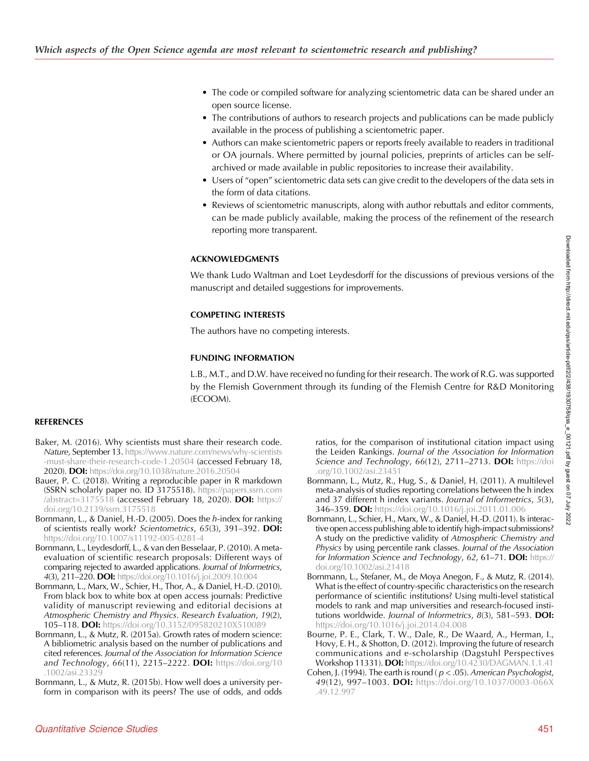- The code or compiled software for analyzing scientometric data can be shared under an open source license.
- The contributions of authors to research projects and publications can be made publicly available in the process of publishing a scientometric paper.
- Authors can make scientometric papers or reports freely available to readers in traditional or OA journals. Where permitted by journal policies, preprints of articles can be self-archived or made available in public repositories to increase their availability.
- Users of "open" scientometric data sets can give credit to the developers of the data sets in the form of data citations.
- Reviews of scientometric manuscripts, along with author rebuttals and editor comments, can be made publicly available, making the process of the refinement of the research reporting more transparent.

## ACKNOWLEDGMENTS

We thank Ludo Waltman and Loet Leydesdorff for the discussions of previous versions of the manuscript and detailed suggestions for improvements.

## COMPETING INTERESTS

The authors have no competing interests.

## FUNDING INFORMATION

L.B., M.T., and D.W. have received no funding for their research. The work of R.G. was supported by the Flemish Government through its funding of the Flemish Centre for R&D Monitoring (ECOOM).

## REFERENCES

Baker, M. (2016). Why scientists must share their research code. *Nature*, September 13. https://www.nature.com/news/why-scientists-must-share-their-research-code-1.20504 (accessed February 18, 2020). **DOI:** https://doi.org/10.1038/nature.2016.20504

Bauer, P. C. (2018). Writing a reproducible paper in R markdown (SSRN scholarly paper no. ID 3175518). https://papers.ssrn.com/abstract=3175518 (accessed February 18, 2020). **DOI:** https://doi.org/10.2139/ssrn.3175518

Bornmann, L., & Daniel, H.-D. (2005). Does the *h*-index for ranking of scientists really work? *Scientometrics*, *65*(3), 391–392. **DOI:** https://doi.org/10.1007/s11192-005-0281-4

Bornmann, L., Leydesdorff, L., & van den Besselaar, P. (2010). A meta-evaluation of scientific research proposals: Different ways of comparing rejected to awarded applications. *Journal of Informetrics*, *4*(3), 211–220. **DOI:** https://doi.org/10.1016/j.joi.2009.10.004

Bornmann, L., Marx, W., Schier, H., Thor, A., & Daniel, H.-D. (2010). From black box to white box at open access journals: Predictive validity of manuscript reviewing and editorial decisions at *Atmospheric Chemistry and Physics*. *Research Evaluation*, *19*(2), 105–118. **DOI:** https://doi.org/10.3152/095820210X510089

Bornmann, L., & Mutz, R. (2015a). Growth rates of modern science: A bibliometric analysis based on the number of publications and cited references. *Journal of the Association for Information Science and Technology*, *66*(11), 2215–2222. **DOI:** https://doi.org/10.1002/asi.23329

Bornmann, L., & Mutz, R. (2015b). How well does a university perform in comparison with its peers? The use of odds, and odds ratios, for the comparison of institutional citation impact using the Leiden Rankings. *Journal of the Association for Information Science and Technology*, *66*(12), 2711–2713. **DOI:** https://doi.org/10.1002/asi.23451

Bornmann, L., Mutz, R., Hug, S., & Daniel, H. (2011). A multilevel meta-analysis of studies reporting correlations between the h index and 37 different h index variants. *Journal of Informetrics*, *5*(3), 346–359. **DOI:** https://doi.org/10.1016/j.joi.2011.01.006

Bornmann, L., Schier, H., Marx, W., & Daniel, H.-D. (2011). Is interactive open access publishing able to identify high-impact submissions? A study on the predictive validity of *Atmospheric Chemistry and Physics* by using percentile rank classes. *Journal of the Association for Information Science and Technology*, *62*, 61–71. **DOI:** https://doi.org/10.1002/asi.21418

Bornmann, L., Stefaner, M., de Moya Anegon, F., & Mutz, R. (2014). What is the effect of country-specific characteristics on the research performance of scientific institutions? Using multi-level statistical models to rank and map universities and research-focused institutions worldwide. *Journal of Informetrics*, *8*(3), 581–593. **DOI:** https://doi.org/10.1016/j.joi.2014.04.008

Bourne, P. E., Clark, T. W., Dale, R., De Waard, A., Herman, I., Hovy, E. H., & Shotton, D. (2012). Improving the future of research communications and e-scholarship (Dagstuhl Perspectives Workshop 11331). **DOI:** https://doi.org/10.4230/DAGMAN.1.1.41

Cohen, J. (1994). The earth is round ($p < .05$). *American Psychologist*, *49*(12), 997–1003. **DOI:** https://doi.org/10.1037/0003-066X.49.12.997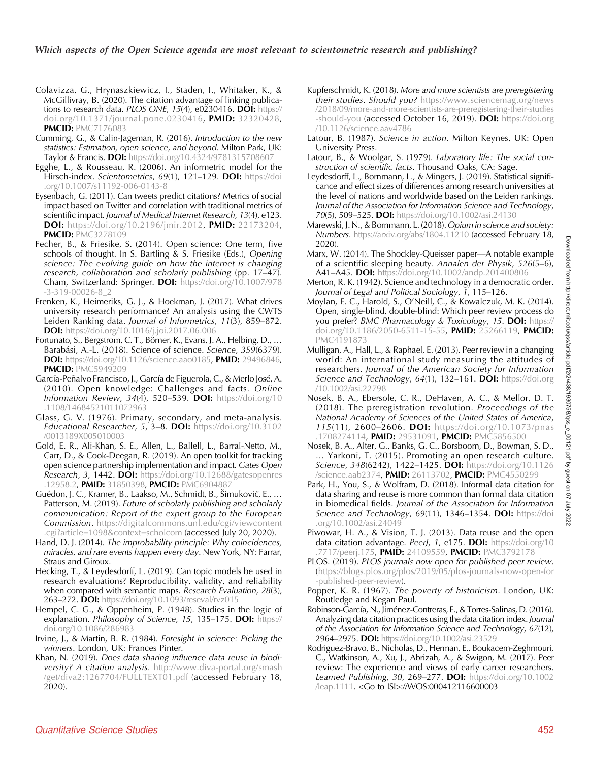Colavizza, G., Hrynaszkiewicz, I., Staden, I., Whitaker, K., & McGillivray, B. (2020). The citation advantage of linking publications to research data. *PLOS ONE*, *15*(4), e0230416. **DOI:** https://doi.org/10.1371/journal.pone.0230416, **PMID:** 32320428, **PMCID:** PMC7176083

Cumming, G., & Calin-Jageman, R. (2016). *Introduction to the new statistics: Estimation, open science, and beyond*. Milton Park, UK: Taylor & Francis. **DOI:** https://doi.org/10.4324/9781315708607

Egghe, L., & Rousseau, R. (2006). An informetric model for the Hirsch-index. *Scientometrics*, *69*(1), 121–129. **DOI:** https://doi.org/10.1007/s11192-006-0143-8

Eysenbach, G. (2011). Can tweets predict citations? Metrics of social impact based on Twitter and correlation with traditional metrics of scientific impact. *Journal of Medical Internet Research*, *13*(4), e123. **DOI:** https://doi.org/10.2196/jmir.2012, **PMID:** 22173204, **PMCID:** PMC3278109

Fecher, B., & Friesike, S. (2014). Open science: One term, five schools of thought. In S. Bartling & S. Friesike (Eds.), *Opening science: The evolving guide on how the internet is changing research, collaboration and scholarly publishing* (pp. 17–47). Cham, Switzerland: Springer. **DOI:** https://doi.org/10.1007/978-3-319-00026-8_2

Frenken, K., Heimeriks, G. J., & Hoekman, J. (2017). What drives university research performance? An analysis using the CWTS Leiden Ranking data. *Journal of Informetrics*, *11*(3), 859–872. **DOI:** https://doi.org/10.1016/j.joi.2017.06.006

Fortunato, S., Bergstrom, C. T., Börner, K., Evans, J. A., Helbing, D., … Barabási, A.-L. (2018). Science of science. *Science*, *359*(6379). **DOI:** https://doi.org/10.1126/science.aao0185, **PMID:** 29496846, **PMCID:** PMC5949209

García-Peñalvo Francisco, J., García de Figuerola, C., & Merlo José, A. (2010). Open knowledge: Challenges and facts. *Online Information Review*, *34*(4), 520–539. **DOI:** https://doi.org/10.1108/14684521011072963

Glass, G. V. (1976). Primary, secondary, and meta-analysis. *Educational Researcher*, *5*, 3–8. **DOI:** https://doi.org/10.3102/0013189X005010003

Gold, E. R., Ali-Khan, S. E., Allen, L., Ballell, L., Barral-Netto, M., Carr, D., & Cook-Deegan, R. (2019). An open toolkit for tracking open science partnership implementation and impact. *Gates Open Research*, *3*, 1442. **DOI:** https://doi.org/10.12688/gatesopenres.12958.2, **PMID:** 31850398, **PMCID:** PMC6904887

Guédon, J. C., Kramer, B., Laakso, M., Schmidt, B., Šimukovič, E., … Patterson, M. (2019). *Future of scholarly publishing and scholarly communication: Report of the expert group to the European Commission*. https://digitalcommons.unl.edu/cgi/viewcontent.cgi?article=1098&context=scholcom (accessed July 20, 2020).

Hand, D. J. (2014). *The improbability principle: Why coincidences, miracles, and rare events happen every day*. New York, NY: Farrar, Straus and Giroux.

Hecking, T., & Leydesdorff, L. (2019). Can topic models be used in research evaluations? Reproducibility, validity, and reliability when compared with semantic maps. *Research Evaluation*, *28*(3), 263–272. **DOI:** https://doi.org/10.1093/reseval/rvz015

Hempel, C. G., & Oppenheim, P. (1948). Studies in the logic of explanation. *Philosophy of Science*, *15*, 135–175. **DOI:** https://doi.org/10.1086/286983

Irvine, J., & Martin, B. R. (1984). *Foresight in science: Picking the winners*. London, UK: Frances Pinter.

Khan, N. (2019). *Does data sharing influence data reuse in biodiversity? A citation analysis*. http://www.diva-portal.org/smash/get/diva2:1267704/FULLTEXT01.pdf (accessed February 18, 2020).

Kupferschmidt, K. (2018). *More and more scientists are preregistering their studies. Should you?* https://www.sciencemag.org/news/2018/09/more-and-more-scientists-are-preregistering-their-studies-should-you (accessed October 16, 2019). **DOI:** https://doi.org/10.1126/science.aav4786

Latour, B. (1987). *Science in action*. Milton Keynes, UK: Open University Press.

Latour, B., & Woolgar, S. (1979). *Laboratory life: The social construction of scientific facts*. Thousand Oaks, CA: Sage.

Leydesdorff, L., Bornmann, L., & Mingers, J. (2019). Statistical significance and effect sizes of differences among research universities at the level of nations and worldwide based on the Leiden rankings. *Journal of the Association for Information Science and Technology*, *70*(5), 509–525. **DOI:** https://doi.org/10.1002/asi.24130

Marewski, J. N., & Bornmann, L. (2018). *Opium in science and society: Numbers*. https://arxiv.org/abs/1804.11210 (accessed February 18, 2020).

Marx, W. (2014). The Shockley-Queisser paper—A notable example of a scientific sleeping beauty. *Annalen der Physik*, *526*(5–6), A41–A45. **DOI:** https://doi.org/10.1002/andp.201400806

Merton, R. K. (1942). Science and technology in a democratic order. *Journal of Legal and Political Sociology*, *1*, 115–126.

Moylan, E. C., Harold, S., O'Neill, C., & Kowalczuk, M. K. (2014). Open, single-blind, double-blind: Which peer review process do you prefer? *BMC Pharmacology & Toxicology*, *15*. **DOI:** https://doi.org/10.1186/2050-6511-15-55, **PMID:** 25266119, **PMCID:** PMC4191873

Mulligan, A., Hall, L., & Raphael, E. (2013). Peer review in a changing world: An international study measuring the attitudes of researchers. *Journal of the American Society for Information Science and Technology*, *64*(1), 132–161. **DOI:** https://doi.org/10.1002/asi.22798

Nosek, B. A., Ebersole, C. R., DeHaven, A. C., & Mellor, D. T. (2018). The preregistration revolution. *Proceedings of the National Academy of Sciences of the United States of America*, *115*(11), 2600–2606. **DOI:** https://doi.org/10.1073/pnas.1708274114, **PMID:** 29531091, **PMCID:** PMC5856500

Nosek, B. A., Alter, G., Banks, G. C., Borsboom, D., Bowman, S. D., … Yarkoni, T. (2015). Promoting an open research culture. *Science*, *348*(6242), 1422–1425. **DOI:** https://doi.org/10.1126/science.aab2374, **PMID:** 26113702, **PMCID:** PMC4550299

Park, H., You, S., & Wolfram, D. (2018). Informal data citation for data sharing and reuse is more common than formal data citation in biomedical fields. *Journal of the Association for Information Science and Technology*, *69*(11), 1346–1354. **DOI:** https://doi.org/10.1002/asi.24049

Piwowar, H. A., & Vision, T. J. (2013). Data reuse and the open data citation advantage. *PeerJ*, *1*, e175. **DOI:** https://doi.org/10.7717/peerj.175, **PMID:** 24109559, **PMCID:** PMC3792178

PLOS. (2019). *PLOS journals now open for published peer review*. (https://blogs.plos.org/plos/2019/05/plos-journals-now-open-for-published-peer-review).

Popper, K. R. (1967). *The poverty of historicism*. London, UK: Routledge and Kegan Paul.

Robinson-García, N., Jiménez-Contreras, E., & Torres-Salinas, D. (2016). Analyzing data citation practices using the data citation index. *Journal of the Association for Information Science and Technology*, *67*(12), 2964–2975. **DOI:** https://doi.org/10.1002/asi.23529

Rodriguez-Bravo, B., Nicholas, D., Herman, E., Boukacem-Zeghmouri, C., Watkinson, A., Xu, J., Abrizah, A., & Swigon, M. (2017). Peer review: The experience and views of early career researchers. *Learned Publishing*, *30*, 269–277. **DOI:** https://doi.org/10.1002/leap.1111. <Go to ISI>://WOS:000412116600003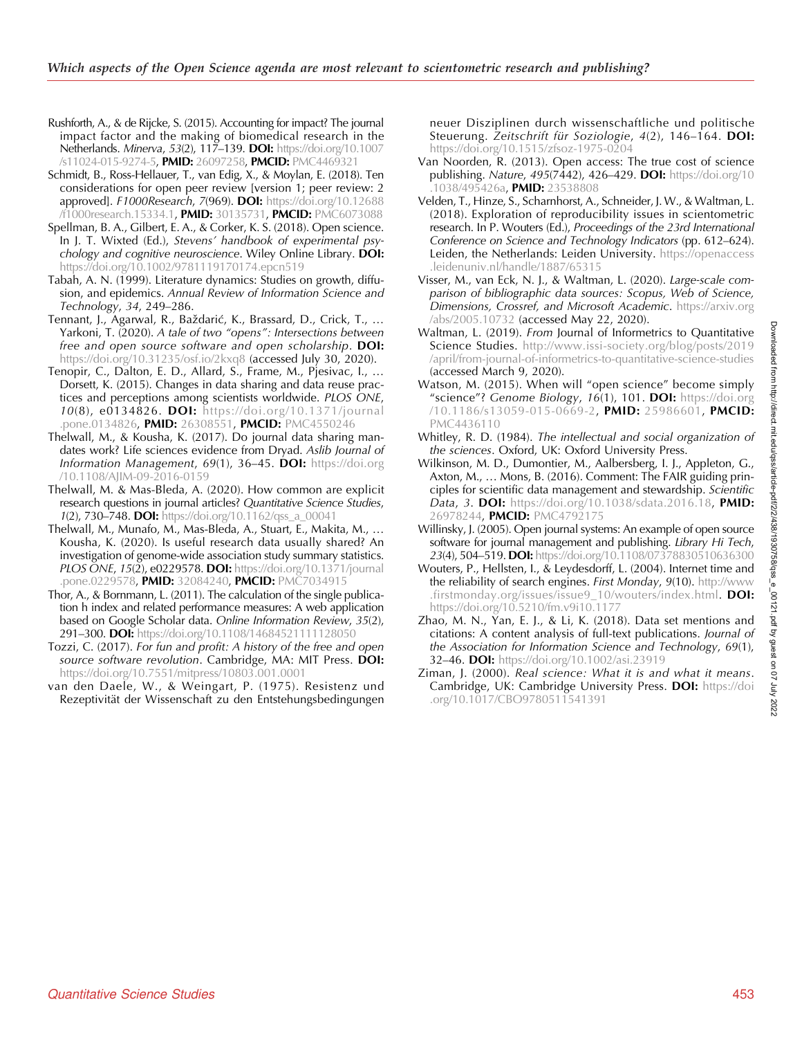Rushforth, A., & de Rijcke, S. (2015). Accounting for impact? The journal impact factor and the making of biomedical research in the Netherlands. *Minerva*, *53*(2), 117–139. **DOI:** https://doi.org/10.1007/s11024-015-9274-5, **PMID:** 26097258, **PMCID:** PMC4469321

Schmidt, B., Ross-Hellauer, T., van Edig, X., & Moylan, E. (2018). Ten considerations for open peer review [version 1; peer review: 2 approved]. *F1000Research*, *7*(969). **DOI:** https://doi.org/10.12688/f1000research.15334.1, **PMID:** 30135731, **PMCID:** PMC6073088

Spellman, B. A., Gilbert, E. A., & Corker, K. S. (2018). Open science. In J. T. Wixted (Ed.), *Stevens' handbook of experimental psychology and cognitive neuroscience*. Wiley Online Library. **DOI:** https://doi.org/10.1002/9781119170174.epcn519

Tabah, A. N. (1999). Literature dynamics: Studies on growth, diffusion, and epidemics. *Annual Review of Information Science and Technology*, *34*, 249–286.

Tennant, J., Agarwal, R., Baždarić, K., Brassard, D., Crick, T., … Yarkoni, T. (2020). *A tale of two "opens": Intersections between free and open source software and open scholarship*. **DOI:** https://doi.org/10.31235/osf.io/2kxq8 (accessed July 30, 2020).

Tenopir, C., Dalton, E. D., Allard, S., Frame, M., Pjesivac, I., … Dorsett, K. (2015). Changes in data sharing and data reuse practices and perceptions among scientists worldwide. *PLOS ONE*, *10*(8), e0134826. **DOI:** https://doi.org/10.1371/journal.pone.0134826, **PMID:** 26308551, **PMCID:** PMC4550246

Thelwall, M., & Kousha, K. (2017). Do journal data sharing mandates work? Life sciences evidence from Dryad. *Aslib Journal of Information Management*, *69*(1), 36–45. **DOI:** https://doi.org/10.1108/AJIM-09-2016-0159

Thelwall, M. & Mas-Bleda, A. (2020). How common are explicit research questions in journal articles? *Quantitative Science Studies*, *1*(2), 730–748. **DOI:** https://doi.org/10.1162/qss_a_00041

Thelwall, M., Munafo, M., Mas-Bleda, A., Stuart, E., Makita, M., … Kousha, K. (2020). Is useful research data usually shared? An investigation of genome-wide association study summary statistics. *PLOS ONE*, *15*(2), e0229578. **DOI:** https://doi.org/10.1371/journal.pone.0229578, **PMID:** 32084240, **PMCID:** PMC7034915

Thor, A., & Bornmann, L. (2011). The calculation of the single publication h index and related performance measures: A web application based on Google Scholar data. *Online Information Review*, *35*(2), 291–300. **DOI:** https://doi.org/10.1108/14684521111128050

Tozzi, C. (2017). *For fun and profit: A history of the free and open source software revolution*. Cambridge, MA: MIT Press. **DOI:** https://doi.org/10.7551/mitpress/10803.001.0001

van den Daele, W., & Weingart, P. (1975). Resistenz und Rezeptivität der Wissenschaft zu den Entstehungsbedingungen neuer Disziplinen durch wissenschaftliche und politische Steuerung. *Zeitschrift für Soziologie*, *4*(2), 146–164. **DOI:** https://doi.org/10.1515/zfsoz-1975-0204

Van Noorden, R. (2013). Open access: The true cost of science publishing. *Nature*, *495*(7442), 426–429. **DOI:** https://doi.org/10.1038/495426a, **PMID:** 23538808

Velden, T., Hinze, S., Scharnhorst, A., Schneider, J. W., & Waltman, L. (2018). Exploration of reproducibility issues in scientometric research. In P. Wouters (Ed.), *Proceedings of the 23rd International Conference on Science and Technology Indicators* (pp. 612–624). Leiden, the Netherlands: Leiden University. https://openaccess.leidenuniv.nl/handle/1887/65315

Visser, M., van Eck, N. J., & Waltman, L. (2020). *Large-scale comparison of bibliographic data sources: Scopus, Web of Science, Dimensions, Crossref, and Microsoft Academic*. https://arxiv.org/abs/2005.10732 (accessed May 22, 2020).

Waltman, L. (2019). *From* Journal of Informetrics *to* Quantitative Science Studies. http://www.issi-society.org/blog/posts/2019/april/from-journal-of-informetrics-to-quantitative-science-studies (accessed March 9, 2020).

Watson, M. (2015). When will "open science" become simply "science"? *Genome Biology*, *16*(1), 101. **DOI:** https://doi.org/10.1186/s13059-015-0669-2, **PMID:** 25986601, **PMCID:** PMC4436110

Whitley, R. D. (1984). *The intellectual and social organization of the sciences*. Oxford, UK: Oxford University Press.

Wilkinson, M. D., Dumontier, M., Aalbersberg, I. J., Appleton, G., Axton, M., … Mons, B. (2016). Comment: The FAIR guiding principles for scientific data management and stewardship. *Scientific Data*, *3*. **DOI:** https://doi.org/10.1038/sdata.2016.18, **PMID:** 26978244, **PMCID:** PMC4792175

Willinsky, J. (2005). Open journal systems: An example of open source software for journal management and publishing. *Library Hi Tech*, *23*(4), 504–519. **DOI:** https://doi.org/10.1108/07378830510636300

Wouters, P., Hellsten, I., & Leydesdorff, L. (2004). Internet time and the reliability of search engines. *First Monday*, *9*(10). http://www.firstmonday.org/issues/issue9_10/wouters/index.html. **DOI:** https://doi.org/10.5210/fm.v9i10.1177

Zhao, M. N., Yan, E. J., & Li, K. (2018). Data set mentions and citations: A content analysis of full-text publications. *Journal of the Association for Information Science and Technology*, *69*(1), 32–46. **DOI:** https://doi.org/10.1002/asi.23919

Ziman, J. (2000). *Real science: What it is and what it means*. Cambridge, UK: Cambridge University Press. **DOI:** https://doi.org/10.1017/CBO9780511541391